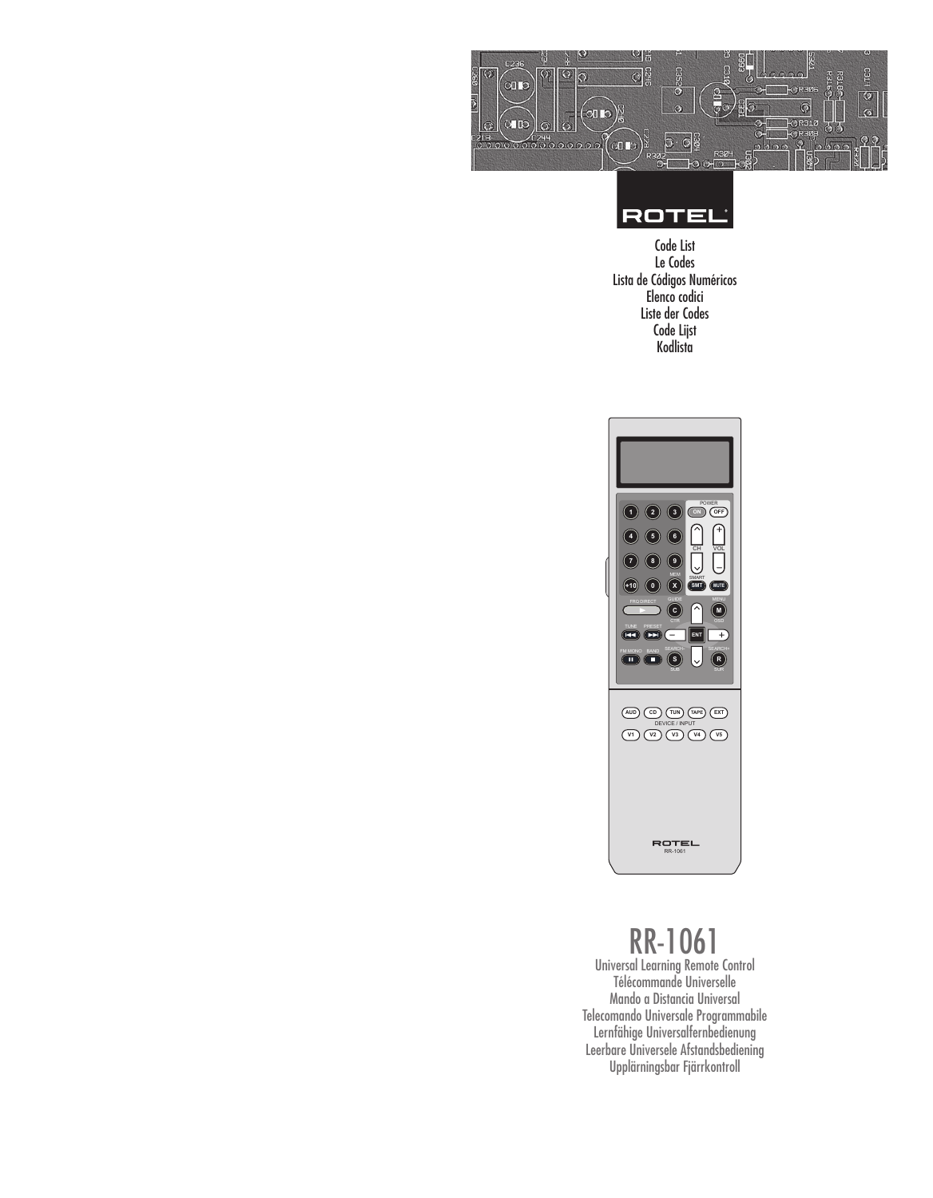ROTEL

Code List
Le Codes
Lista de Códigos Numéricos
Elenco codici
Liste der Codes
Code Lijst
Kodlista

# RR-1061

Universal Learning Remote Control
Télécommande Universelle
Mando a Distancia Universal
Telecomando Universale Programmabile
Lernfähige Universalfernbedienung
Leerbare Universele Afstandsbediening
Upplärningsbar Fjärrkontroll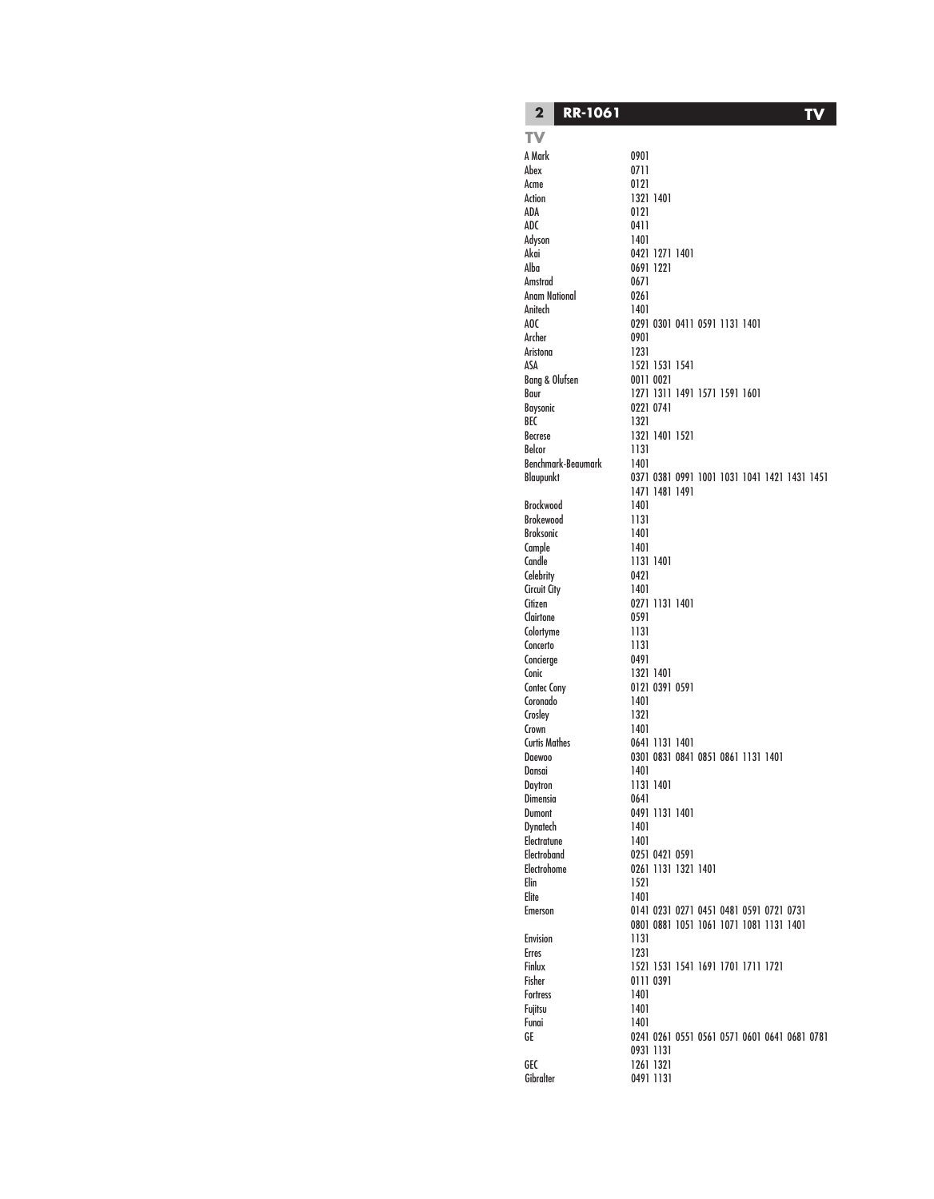## TV

| | |
|---|---|
| A Mark | 0901 |
| Abex | 0711 |
| Acme | 0121 |
| Action | 1321 1401 |
| ADA | 0121 |
| ADC | 0411 |
| Adyson | 1401 |
| Akai | 0421 1271 1401 |
| Alba | 0691 1221 |
| Amstrad | 0671 |
| Anam National | 0261 |
| Anitech | 1401 |
| AOC | 0291 0301 0411 0591 1131 1401 |
| Archer | 0901 |
| Aristona | 1231 |
| ASA | 1521 1531 1541 |
| Bang & Olufsen | 0011 0021 |
| Baur | 1271 1311 1491 1571 1591 1601 |
| Baysonic | 0221 0741 |
| BEC | 1321 |
| Becrese | 1321 1401 1521 |
| Belcor | 1131 |
| Benchmark-Beaumark | 1401 |
| Blaupunkt | 0371 0381 0991 1001 1031 1041 1421 1431 1451 1471 1481 1491 |
| Brockwood | 1401 |
| Brokewood | 1131 |
| Broksonic | 1401 |
| Cample | 1401 |
| Candle | 1131 1401 |
| Celebrity | 0421 |
| Circuit City | 1401 |
| Citizen | 0271 1131 1401 |
| Clairtone | 0591 |
| Colortyme | 1131 |
| Concerto | 1131 |
| Concierge | 0491 |
| Conic | 1321 1401 |
| Contec Cony | 0121 0391 0591 |
| Coronado | 1401 |
| Crosley | 1321 |
| Crown | 1401 |
| Curtis Mathes | 0641 1131 1401 |
| Daewoo | 0301 0831 0841 0851 0861 1131 1401 |
| Dansai | 1401 |
| Daytron | 1131 1401 |
| Dimensia | 0641 |
| Dumont | 0491 1131 1401 |
| Dynatech | 1401 |
| Electratune | 1401 |
| Electroband | 0251 0421 0591 |
| Electrohome | 0261 1131 1321 1401 |
| Elin | 1521 |
| Elite | 1401 |
| Emerson | 0141 0231 0271 0451 0481 0591 0721 0731 0801 0881 1051 1061 1071 1081 1131 1401 |
| Envision | 1131 |
| Erres | 1231 |
| Finlux | 1521 1531 1541 1691 1701 1711 1721 |
| Fisher | 0111 0391 |
| Fortress | 1401 |
| Fujitsu | 1401 |
| Funai | 1401 |
| GE | 0241 0261 0551 0561 0571 0601 0641 0681 0781 0931 1131 |
| GEC | 1261 1321 |
| Gibralter | 0491 1131 |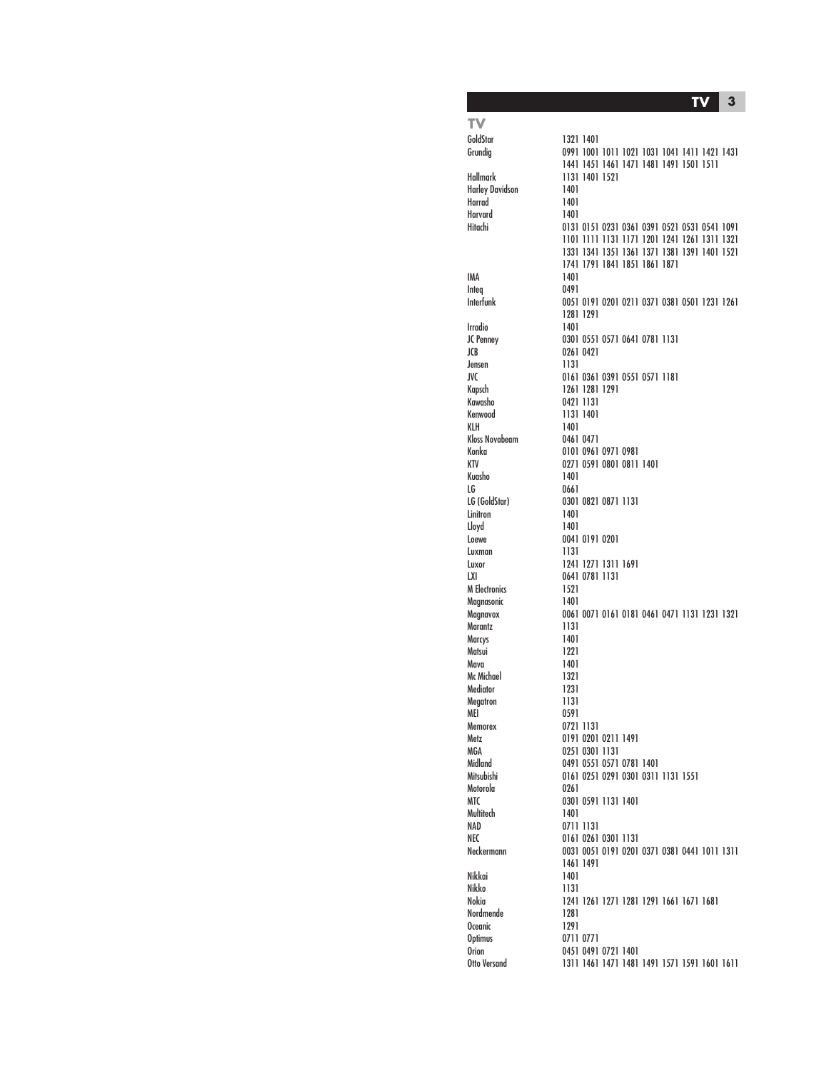## TV

| Brand | Codes |
|---|---|
| GoldStar | 1321 1401 |
| Grundig | 0991 1001 1011 1021 1031 1041 1411 1421 1431 1441 1451 1461 1471 1481 1491 1501 1511 |
| Hallmark | 1131 1401 1521 |
| Harley Davidson | 1401 |
| Harrad | 1401 |
| Harvard | 1401 |
| Hitachi | 0131 0151 0231 0361 0391 0521 0531 0541 1091 1101 1111 1131 1171 1201 1241 1261 1311 1321 1331 1341 1351 1361 1371 1381 1391 1401 1521 1741 1791 1841 1851 1861 1871 |
| IMA | 1401 |
| Inteq | 0491 |
| Interfunk | 0051 0191 0201 0211 0371 0381 0501 1231 1261 1281 1291 |
| Irradio | 1401 |
| JC Penney | 0301 0551 0571 0641 0781 1131 |
| JCB | 0261 0421 |
| Jensen | 1131 |
| JVC | 0161 0361 0391 0551 0571 1181 |
| Kapsch | 1261 1281 1291 |
| Kawasho | 0421 1131 |
| Kenwood | 1131 1401 |
| KLH | 1401 |
| Kloss Novabeam | 0461 0471 |
| Konka | 0101 0961 0971 0981 |
| KTV | 0271 0591 0801 0811 1401 |
| Kuasho | 1401 |
| LG | 0661 |
| LG (GoldStar) | 0301 0821 0871 1131 |
| Linitron | 1401 |
| Lloyd | 1401 |
| Loewe | 0041 0191 0201 |
| Luxman | 1131 |
| Luxor | 1241 1271 1311 1691 |
| LXI | 0641 0781 1131 |
| M Electronics | 1521 |
| Magnasonic | 1401 |
| Magnavox | 0061 0071 0161 0181 0461 0471 1131 1231 1321 |
| Marantz | 1131 |
| Marcys | 1401 |
| Matsui | 1221 |
| Mava | 1401 |
| Mc Michael | 1321 |
| Mediator | 1231 |
| Megatron | 1131 |
| MEI | 0591 |
| Memorex | 0721 1131 |
| Metz | 0191 0201 0211 1491 |
| MGA | 0251 0301 1131 |
| Midland | 0491 0551 0571 0781 1401 |
| Mitsubishi | 0161 0251 0291 0301 0311 1131 1551 |
| Motorola | 0261 |
| MTC | 0301 0591 1131 1401 |
| Multitech | 1401 |
| NAD | 0711 1131 |
| NEC | 0161 0261 0301 1131 |
| Neckermann | 0031 0051 0191 0201 0371 0381 0441 1011 1311 1461 1491 |
| Nikkai | 1401 |
| Nikko | 1131 |
| Nokia | 1241 1261 1271 1281 1291 1661 1671 1681 |
| Nordmende | 1281 |
| Oceanic | 1291 |
| Optimus | 0711 0771 |
| Orion | 0451 0491 0721 1401 |
| Otto Versand | 1311 1461 1471 1481 1491 1571 1591 1601 1611 |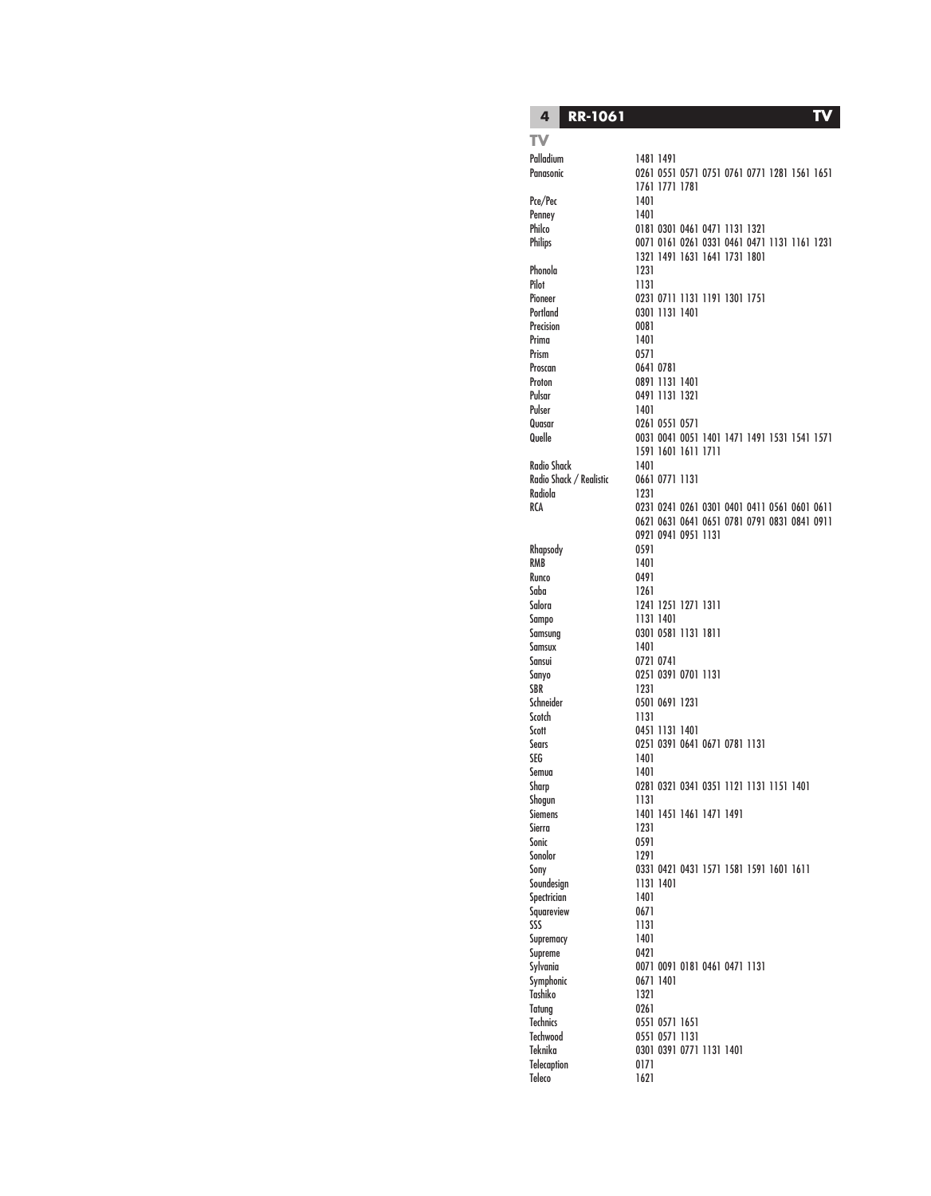## TV

| Brand | Codes |
|---|---|
| Palladium | 1481 1491 |
| Panasonic | 0261 0551 0571 0751 0761 0771 1281 1561 1651 1761 1771 1781 |
| Pce/Pec | 1401 |
| Penney | 1401 |
| Philco | 0181 0301 0461 0471 1131 1321 |
| Philips | 0071 0161 0261 0331 0461 0471 1131 1161 1231 1321 1491 1631 1641 1731 1801 |
| Phonola | 1231 |
| Pilot | 1131 |
| Pioneer | 0231 0711 1131 1191 1301 1751 |
| Portland | 0301 1131 1401 |
| Precision | 0081 |
| Prima | 1401 |
| Prism | 0571 |
| Proscan | 0641 0781 |
| Proton | 0891 1131 1401 |
| Pulsar | 0491 1131 1321 |
| Pulser | 1401 |
| Quasar | 0261 0551 0571 |
| Quelle | 0031 0041 0051 1401 1471 1491 1531 1541 1571 1591 1601 1611 1711 |
| Radio Shack | 1401 |
| Radio Shack / Realistic | 0661 0771 1131 |
| Radiola | 1231 |
| RCA | 0231 0241 0261 0301 0401 0411 0561 0601 0611 0621 0631 0641 0651 0781 0791 0831 0841 0911 0921 0941 0951 1131 |
| Rhapsody | 0591 |
| RMB | 1401 |
| Runco | 0491 |
| Saba | 1261 |
| Salora | 1241 1251 1271 1311 |
| Sampo | 1131 1401 |
| Samsung | 0301 0581 1131 1811 |
| Samsux | 1401 |
| Sansui | 0721 0741 |
| Sanyo | 0251 0391 0701 1131 |
| SBR | 1231 |
| Schneider | 0501 0691 1231 |
| Scotch | 1131 |
| Scott | 0451 1131 1401 |
| Sears | 0251 0391 0641 0671 0781 1131 |
| SEG | 1401 |
| Semua | 1401 |
| Sharp | 0281 0321 0341 0351 1121 1131 1151 1401 |
| Shogun | 1131 |
| Siemens | 1401 1451 1461 1471 1491 |
| Sierra | 1231 |
| Sonic | 0591 |
| Sonolor | 1291 |
| Sony | 0331 0421 0431 1571 1581 1591 1601 1611 |
| Soundesign | 1131 1401 |
| Spectrician | 1401 |
| Squareview | 0671 |
| SSS | 1131 |
| Supremacy | 1401 |
| Supreme | 0421 |
| Sylvania | 0071 0091 0181 0461 0471 1131 |
| Symphonic | 0671 1401 |
| Tashiko | 1321 |
| Tatung | 0261 |
| Technics | 0551 0571 1651 |
| Techwood | 0551 0571 1131 |
| Teknika | 0301 0391 0771 1131 1401 |
| Telecaption | 0171 |
| Teleco | 1621 |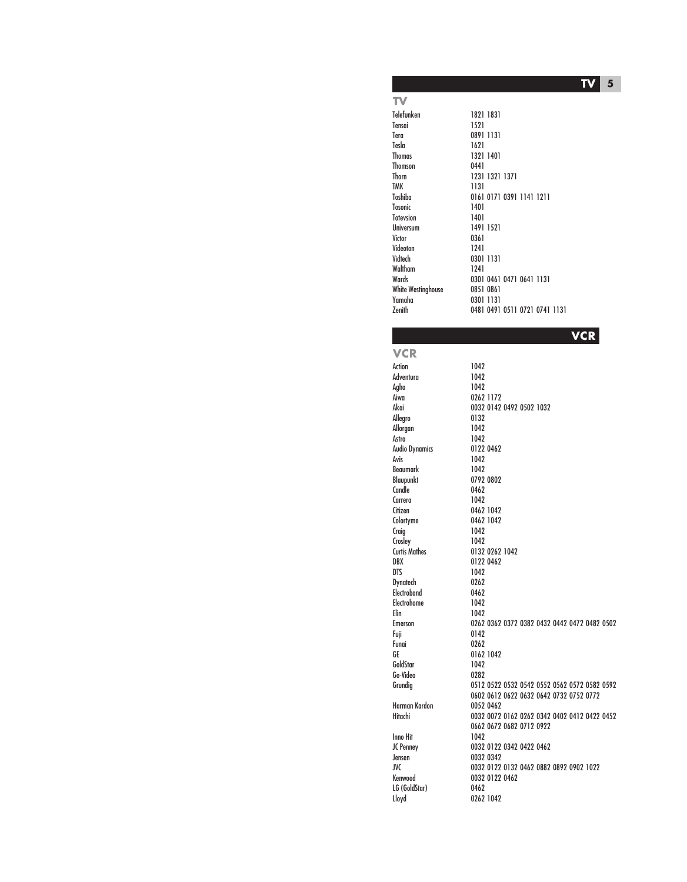## TV

| | |
|---|---|
| Telefunken | 1821 1831 |
| Tensai | 1521 |
| Tera | 0891 1131 |
| Tesla | 1621 |
| Thomas | 1321 1401 |
| Thomson | 0441 |
| Thorn | 1231 1321 1371 |
| TMK | 1131 |
| Toshiba | 0161 0171 0391 1141 1211 |
| Tosonic | 1401 |
| Totevsion | 1401 |
| Universum | 1491 1521 |
| Victor | 0361 |
| Videoton | 1241 |
| Vidtech | 0301 1131 |
| Waltham | 1241 |
| Wards | 0301 0461 0471 0641 1131 |
| White Westinghouse | 0851 0861 |
| Yamaha | 0301 1131 |
| Zenith | 0481 0491 0511 0721 0741 1131 |

## VCR

| | |
|---|---|
| Action | 1042 |
| Adventura | 1042 |
| Agha | 1042 |
| Aiwa | 0262 1172 |
| Akai | 0032 0142 0492 0502 1032 |
| Allegro | 0132 |
| Allorgan | 1042 |
| Astra | 1042 |
| Audio Dynamics | 0122 0462 |
| Avis | 1042 |
| Beaumark | 1042 |
| Blaupunkt | 0792 0802 |
| Candle | 0462 |
| Carrera | 1042 |
| Citizen | 0462 1042 |
| Colortyme | 0462 1042 |
| Craig | 1042 |
| Crosley | 1042 |
| Curtis Mathes | 0132 0262 1042 |
| DBX | 0122 0462 |
| DTS | 1042 |
| Dynatech | 0262 |
| Electroband | 0462 |
| Electrohome | 1042 |
| Elin | 1042 |
| Emerson | 0262 0362 0372 0382 0432 0442 0472 0482 0502 |
| Fuji | 0142 |
| Funai | 0262 |
| GE | 0162 1042 |
| GoldStar | 1042 |
| Go-Video | 0282 |
| Grundig | 0512 0522 0532 0542 0552 0562 0572 0582 0592 0602 0612 0622 0632 0642 0732 0752 0772 |
| Harman Kardon | 0052 0462 |
| Hitachi | 0032 0072 0162 0262 0342 0402 0412 0422 0452 0662 0672 0682 0712 0922 |
| Inno Hit | 1042 |
| JC Penney | 0032 0122 0342 0422 0462 |
| Jensen | 0032 0342 |
| JVC | 0032 0122 0132 0462 0882 0892 0902 1022 |
| Kenwood | 0032 0122 0462 |
| LG (GoldStar) | 0462 |
| Lloyd | 0262 1042 |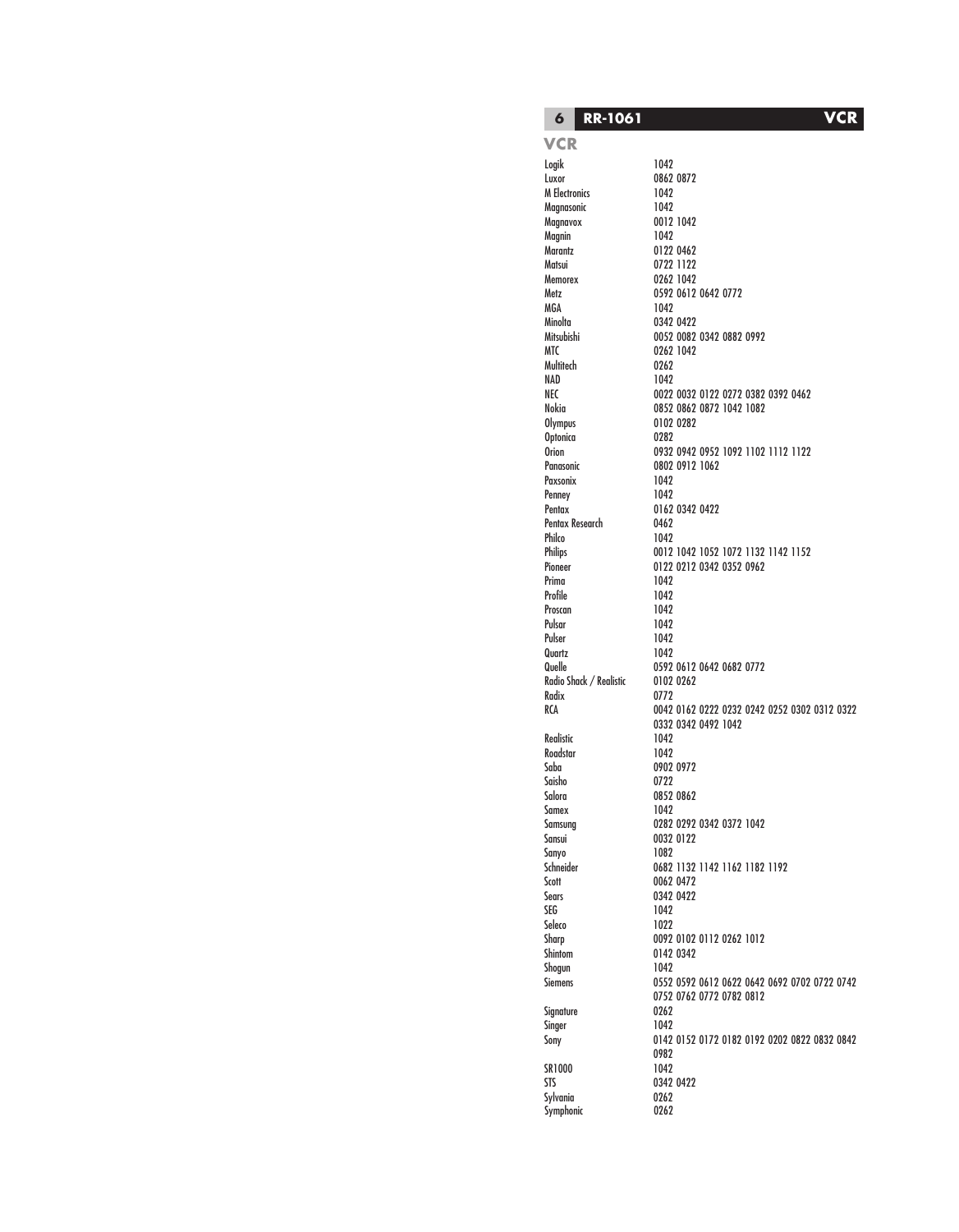## VCR

| | |
|---|---|
| Logik | 1042 |
| Luxor | 0862 0872 |
| M Electronics | 1042 |
| Magnasonic | 1042 |
| Magnavox | 0012 1042 |
| Magnin | 1042 |
| Marantz | 0122 0462 |
| Matsui | 0722 1122 |
| Memorex | 0262 1042 |
| Metz | 0592 0612 0642 0772 |
| MGA | 1042 |
| Minolta | 0342 0422 |
| Mitsubishi | 0052 0082 0342 0882 0992 |
| MTC | 0262 1042 |
| Multitech | 0262 |
| NAD | 1042 |
| NEC | 0022 0032 0122 0272 0382 0392 0462 |
| Nokia | 0852 0862 0872 1042 1082 |
| Olympus | 0102 0282 |
| Optonica | 0282 |
| Orion | 0932 0942 0952 1092 1102 1112 1122 |
| Panasonic | 0802 0912 1062 |
| Paxsonix | 1042 |
| Penney | 1042 |
| Pentax | 0162 0342 0422 |
| Pentax Research | 0462 |
| Philco | 1042 |
| Philips | 0012 1042 1052 1072 1132 1142 1152 |
| Pioneer | 0122 0212 0342 0352 0962 |
| Prima | 1042 |
| Profile | 1042 |
| Proscan | 1042 |
| Pulsar | 1042 |
| Pulser | 1042 |
| Quartz | 1042 |
| Quelle | 0592 0612 0642 0682 0772 |
| Radio Shack / Realistic | 0102 0262 |
| Radix | 0772 |
| RCA | 0042 0162 0222 0232 0242 0252 0302 0312 0322 0332 0342 0492 1042 |
| Realistic | 1042 |
| Roadstar | 1042 |
| Saba | 0902 0972 |
| Saisho | 0722 |
| Salora | 0852 0862 |
| Samex | 1042 |
| Samsung | 0282 0292 0342 0372 1042 |
| Sansui | 0032 0122 |
| Sanyo | 1082 |
| Schneider | 0682 1132 1142 1162 1182 1192 |
| Scott | 0062 0472 |
| Sears | 0342 0422 |
| SEG | 1042 |
| Seleco | 1022 |
| Sharp | 0092 0102 0112 0262 1012 |
| Shintom | 0142 0342 |
| Shogun | 1042 |
| Siemens | 0552 0592 0612 0622 0642 0692 0702 0722 0742 0752 0762 0772 0782 0812 |
| Signature | 0262 |
| Singer | 1042 |
| Sony | 0142 0152 0172 0182 0192 0202 0822 0832 0842 0982 |
| SR1000 | 1042 |
| STS | 0342 0422 |
| Sylvania | 0262 |
| Symphonic | 0262 |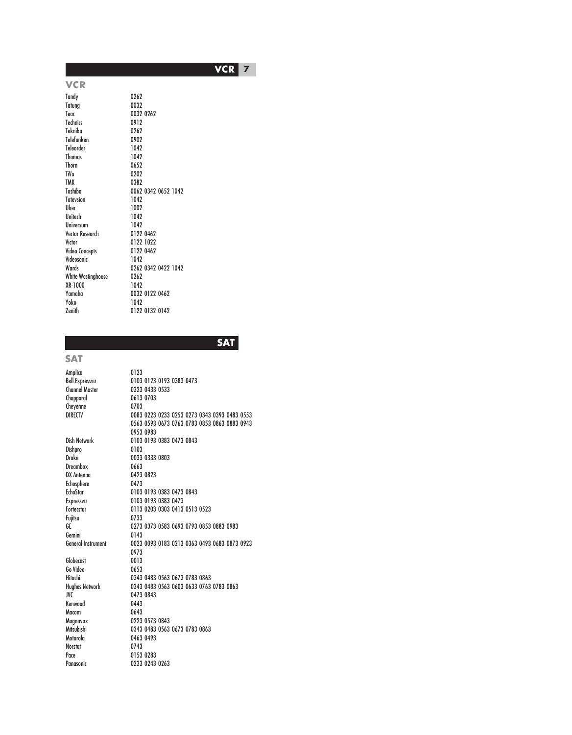## VCR

| | |
|---|---|
| Tandy | 0262 |
| Tatung | 0032 |
| Teac | 0032 0262 |
| Technics | 0912 |
| Teknika | 0262 |
| Telefunken | 0902 |
| Teleorder | 1042 |
| Thomas | 1042 |
| Thorn | 0652 |
| TiVo | 0202 |
| TMK | 0382 |
| Toshiba | 0062 0342 0652 1042 |
| Totevsion | 1042 |
| Uher | 1002 |
| Unitech | 1042 |
| Universum | 1042 |
| Vector Research | 0122 0462 |
| Victor | 0122 1022 |
| Video Concepts | 0122 0462 |
| Videosonic | 1042 |
| Wards | 0262 0342 0422 1042 |
| White Westinghouse | 0262 |
| XR-1000 | 1042 |
| Yamaha | 0032 0122 0462 |
| Yoko | 1042 |
| Zenith | 0122 0132 0142 |

## SAT

| | |
|---|---|
| Amplica | 0123 |
| Bell Expressvu | 0103 0123 0193 0383 0473 |
| Channel Master | 0323 0433 0533 |
| Chapparal | 0613 0703 |
| Cheyenne | 0703 |
| DIRECTV | 0083 0223 0233 0253 0273 0343 0393 0483 0553 0563 0593 0673 0763 0783 0853 0863 0883 0943 0953 0983 |
| Dish Network | 0103 0193 0383 0473 0843 |
| Dishpro | 0103 |
| Drake | 0033 0333 0803 |
| Dreambox | 0663 |
| DX Antenna | 0423 0823 |
| Echosphere | 0473 |
| EchoStar | 0103 0193 0383 0473 0843 |
| Expressvu | 0103 0193 0383 0473 |
| Fortecstar | 0113 0203 0303 0413 0513 0523 |
| Fujitsu | 0733 |
| GE | 0273 0373 0583 0693 0793 0853 0883 0983 |
| Gemini | 0143 |
| General Instrument | 0023 0093 0183 0213 0363 0493 0683 0873 0923 0973 |
| Globecast | 0013 |
| Go Video | 0653 |
| Hitachi | 0343 0483 0563 0673 0783 0863 |
| Hughes Network | 0343 0483 0563 0603 0633 0763 0783 0863 |
| JVC | 0473 0843 |
| Kenwood | 0443 |
| Macom | 0643 |
| Magnavox | 0223 0573 0843 |
| Mitsubishi | 0343 0483 0563 0673 0783 0863 |
| Motorola | 0463 0493 |
| Norstat | 0743 |
| Pace | 0153 0283 |
| Panasonic | 0233 0243 0263 |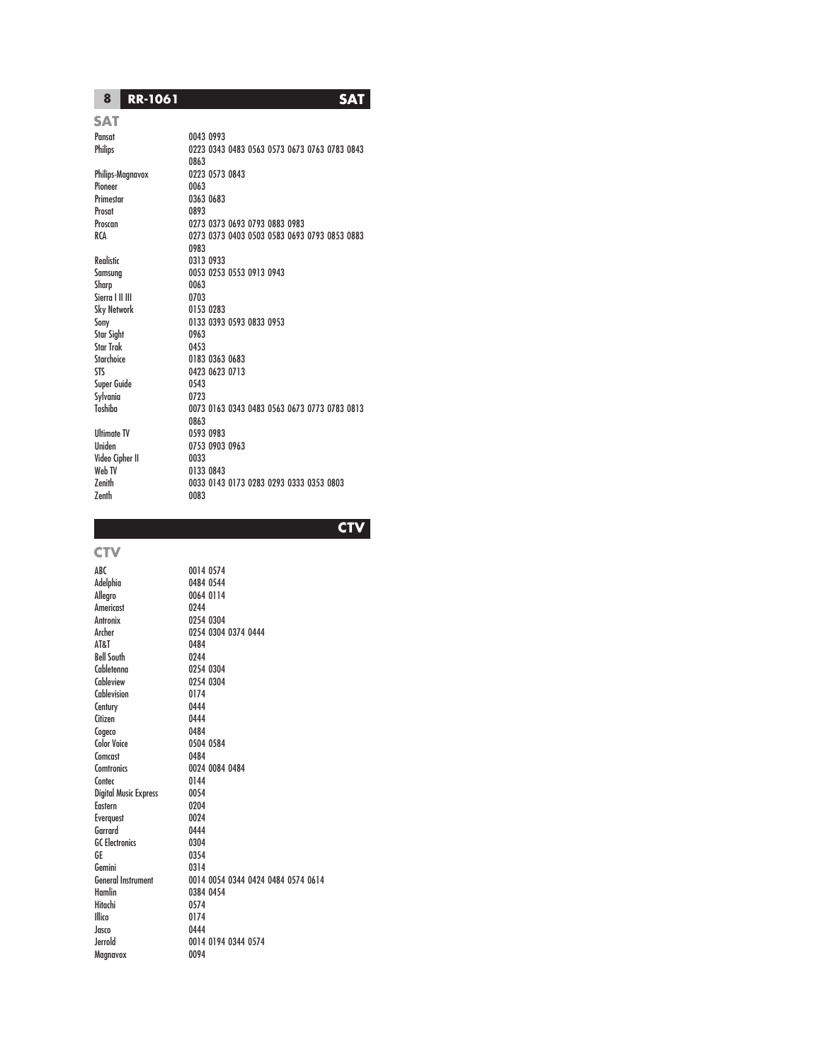## SAT

| | |
|---|---|
| Pansat | 0043 0993 |
| Philips | 0223 0343 0483 0563 0573 0673 0763 0783 0843 0863 |
| Philips-Magnavox | 0223 0573 0843 |
| Pioneer | 0063 |
| Primestar | 0363 0683 |
| Prosat | 0893 |
| Proscan | 0273 0373 0693 0793 0883 0983 |
| RCA | 0273 0373 0403 0503 0583 0693 0793 0853 0883 0983 |
| Realistic | 0313 0933 |
| Samsung | 0053 0253 0553 0913 0943 |
| Sharp | 0063 |
| Sierra I II III | 0703 |
| Sky Network | 0153 0283 |
| Sony | 0133 0393 0593 0833 0953 |
| Star Sight | 0963 |
| Star Trak | 0453 |
| Starchoice | 0183 0363 0683 |
| STS | 0423 0623 0713 |
| Super Guide | 0543 |
| Sylvania | 0723 |
| Toshiba | 0073 0163 0343 0483 0563 0673 0773 0783 0813 0863 |
| Ultimate TV | 0593 0983 |
| Uniden | 0753 0903 0963 |
| Video Cipher II | 0033 |
| Web TV | 0133 0843 |
| Zenith | 0033 0143 0173 0283 0293 0333 0353 0803 |
| Zenth | 0083 |

## CTV

| | |
|---|---|
| ABC | 0014 0574 |
| Adelphia | 0484 0544 |
| Allegro | 0064 0114 |
| Americast | 0244 |
| Antronix | 0254 0304 |
| Archer | 0254 0304 0374 0444 |
| AT&T | 0484 |
| Bell South | 0244 |
| Cabletenna | 0254 0304 |
| Cableview | 0254 0304 |
| Cablevision | 0174 |
| Century | 0444 |
| Citizen | 0444 |
| Cogeco | 0484 |
| Color Voice | 0504 0584 |
| Comcast | 0484 |
| Comtronics | 0024 0084 0484 |
| Contec | 0144 |
| Digital Music Express | 0054 |
| Eastern | 0204 |
| Everquest | 0024 |
| Garrard | 0444 |
| GC Electronics | 0304 |
| GE | 0354 |
| Gemini | 0314 |
| General Instrument | 0014 0054 0344 0424 0484 0574 0614 |
| Hamlin | 0384 0454 |
| Hitachi | 0574 |
| Illico | 0174 |
| Jasco | 0444 |
| Jerrold | 0014 0194 0344 0574 |
| Magnavox | 0094 |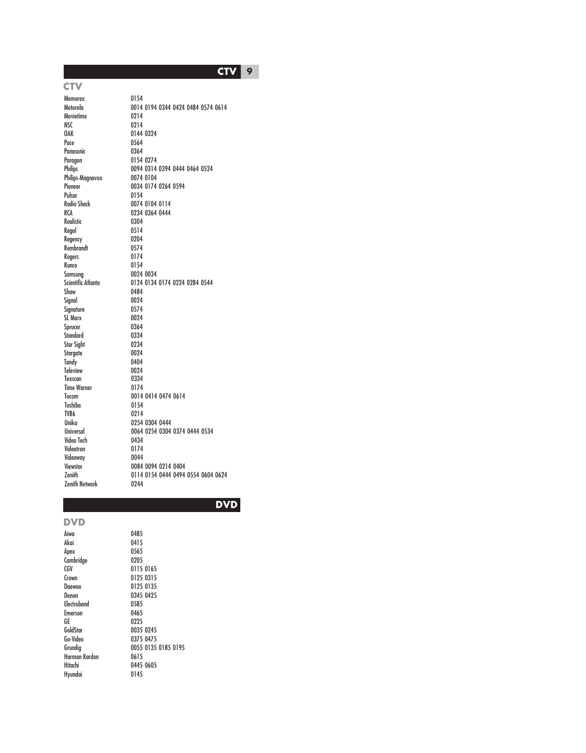## CTV

| | |
|---|---|
| Memorex | 0154 |
| Motorola | 0014 0194 0344 0424 0484 0574 0614 |
| Movietime | 0214 |
| NSC | 0214 |
| OAK | 0144 0324 |
| Pace | 0564 |
| Panasonic | 0364 |
| Paragon | 0154 0274 |
| Philips | 0094 0314 0394 0444 0464 0524 |
| Philips-Magnavox | 0074 0104 |
| Pioneer | 0034 0174 0264 0594 |
| Pulsar | 0154 |
| Radio Shack | 0074 0104 0114 |
| RCA | 0234 0364 0444 |
| Realistic | 0304 |
| Regal | 0514 |
| Regency | 0204 |
| Rembrandt | 0574 |
| Rogers | 0174 |
| Runco | 0154 |
| Samsung | 0024 0034 |
| Scientific Atlanta | 0124 0134 0174 0224 0284 0544 |
| Shaw | 0484 |
| Signal | 0024 |
| Signature | 0574 |
| SL Marx | 0024 |
| Sprucer | 0364 |
| Standard | 0334 |
| Star Sight | 0234 |
| Stargate | 0024 |
| Tandy | 0404 |
| Teleview | 0024 |
| Texscan | 0334 |
| Time Warner | 0174 |
| Tocom | 0014 0414 0474 0614 |
| Toshiba | 0154 |
| TV86 | 0214 |
| Unika | 0254 0304 0444 |
| Universal | 0064 0254 0304 0374 0444 0534 |
| Video Tech | 0434 |
| Videotron | 0174 |
| Videoway | 0044 |
| Viewstar | 0084 0094 0214 0404 |
| Zenith | 0114 0154 0444 0494 0554 0604 0624 |
| Zenith Network | 0244 |

## DVD

| | |
|---|---|
| Aiwa | 0485 |
| Akai | 0415 |
| Apex | 0565 |
| Cambridge | 0205 |
| CGV | 0115 0165 |
| Crown | 0125 0315 |
| Daewoo | 0125 0135 |
| Denon | 0345 0425 |
| Electroband | 0585 |
| Emerson | 0465 |
| GE | 0225 |
| GoldStar | 0035 0245 |
| Go-Video | 0375 0475 |
| Grundig | 0055 0135 0185 0195 |
| Harman Kardon | 0615 |
| Hitachi | 0445 0605 |
| Hyundai | 0145 |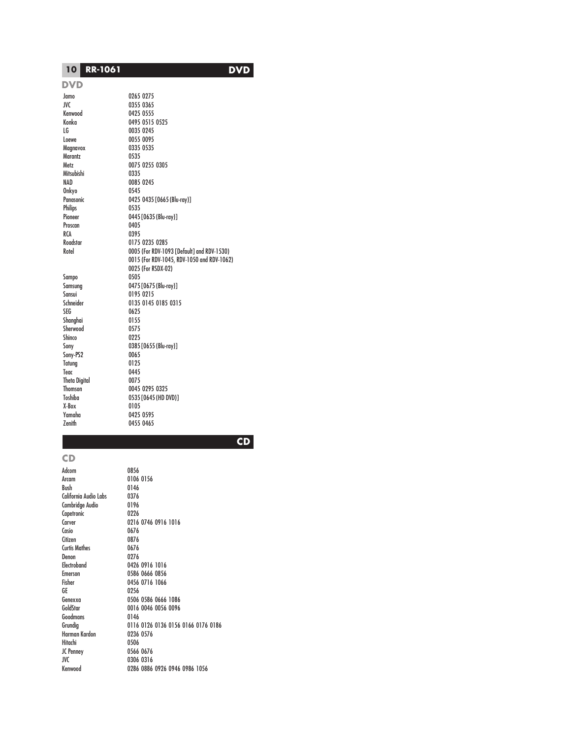## DVD

| Brand | Codes |
|---|---|
| Jamo | 0265 0275 |
| JVC | 0355 0365 |
| Kenwood | 0425 0555 |
| Konka | 0495 0515 0525 |
| LG | 0035 0245 |
| Loewe | 0055 0095 |
| Magnavox | 0335 0535 |
| Marantz | 0535 |
| Metz | 0075 0255 0305 |
| Mitsubishi | 0335 |
| NAD | 0085 0245 |
| Onkyo | 0545 |
| Panasonic | 0425 0435 [0665 (Blu-ray)] |
| Philips | 0535 |
| Pioneer | 0445 [0635 (Blu-ray)] |
| Proscan | 0405 |
| RCA | 0395 |
| Roadstar | 0175 0235 0285 |
| Rotel | 0005 (For RDV-1093 [Default] and RDV-1530)<br>0015 (For RDV-1045, RDV-1050 and RDV-1062)<br>0025 (For RSDX-02) |
| Sampo | 0505 |
| Samsung | 0475 [0675 (Blu-ray)] |
| Sansui | 0195 0215 |
| Schneider | 0135 0145 0185 0315 |
| SEG | 0625 |
| Shanghai | 0155 |
| Sherwood | 0575 |
| Shinco | 0225 |
| Sony | 0385 [0655 (Blu-ray)] |
| Sony-PS2 | 0065 |
| Tatung | 0125 |
| Teac | 0445 |
| Theta Digital | 0075 |
| Thomson | 0045 0295 0325 |
| Toshiba | 0535 [0645 (HD DVD)] |
| X-Box | 0105 |
| Yamaha | 0425 0595 |
| Zenith | 0455 0465 |

## CD

| Brand | Codes |
|---|---|
| Adcom | 0856 |
| Arcam | 0106 0156 |
| Bush | 0146 |
| California Audio Labs | 0376 |
| Cambridge Audio | 0196 |
| Capetronic | 0226 |
| Carver | 0216 0746 0916 1016 |
| Casio | 0676 |
| Citizen | 0876 |
| Curtis Mathes | 0676 |
| Denon | 0276 |
| Electroband | 0426 0916 1016 |
| Emerson | 0586 0666 0856 |
| Fisher | 0456 0716 1066 |
| GE | 0256 |
| Genexxa | 0506 0586 0666 1086 |
| GoldStar | 0016 0046 0056 0096 |
| Goodmans | 0146 |
| Grundig | 0116 0126 0136 0156 0166 0176 0186 |
| Harman Kardon | 0236 0576 |
| Hitachi | 0506 |
| JC Penney | 0566 0676 |
| JVC | 0306 0316 |
| Kenwood | 0286 0886 0926 0946 0986 1056 |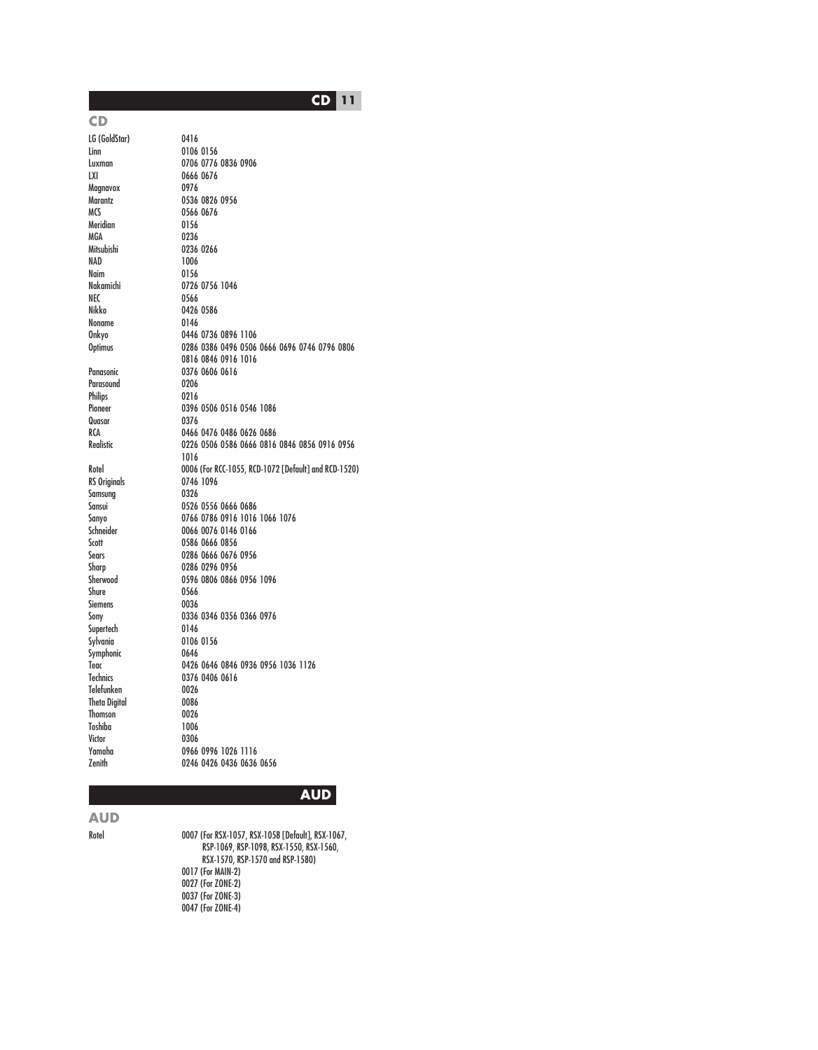## CD

| | |
|---|---|
| LG (GoldStar) | 0416 |
| Linn | 0106 0156 |
| Luxman | 0706 0776 0836 0906 |
| LXI | 0666 0676 |
| Magnavox | 0976 |
| Marantz | 0536 0826 0956 |
| MCS | 0566 0676 |
| Meridian | 0156 |
| MGA | 0236 |
| Mitsubishi | 0236 0266 |
| NAD | 1006 |
| Naim | 0156 |
| Nakamichi | 0726 0756 1046 |
| NEC | 0566 |
| Nikko | 0426 0586 |
| Noname | 0146 |
| Onkyo | 0446 0736 0896 1106 |
| Optimus | 0286 0386 0496 0506 0666 0696 0746 0796 0806 0816 0846 0916 1016 |
| Panasonic | 0376 0606 0616 |
| Parasound | 0206 |
| Philips | 0216 |
| Pioneer | 0396 0506 0516 0546 1086 |
| Quasar | 0376 |
| RCA | 0466 0476 0486 0626 0686 |
| Realistic | 0226 0506 0586 0666 0816 0846 0856 0916 0956 1016 |
| Rotel | 0006 (For RCC-1055, RCD-1072 [Default] and RCD-1520) |
| RS Originals | 0746 1096 |
| Samsung | 0326 |
| Sansui | 0526 0556 0666 0686 |
| Sanyo | 0766 0786 0916 1016 1066 1076 |
| Schneider | 0066 0076 0146 0166 |
| Scott | 0586 0666 0856 |
| Sears | 0286 0666 0676 0956 |
| Sharp | 0286 0296 0956 |
| Sherwood | 0596 0806 0866 0956 1096 |
| Shure | 0566 |
| Siemens | 0036 |
| Sony | 0336 0346 0356 0366 0976 |
| Supertech | 0146 |
| Sylvania | 0106 0156 |
| Symphonic | 0646 |
| Teac | 0426 0646 0846 0936 0956 1036 1126 |
| Technics | 0376 0406 0616 |
| Telefunken | 0026 |
| Theta Digital | 0086 |
| Thomson | 0026 |
| Toshiba | 1006 |
| Victor | 0306 |
| Yamaha | 0966 0996 1026 1116 |
| Zenith | 0246 0426 0436 0636 0656 |

## AUD

| | |
|---|---|
| Rotel | 0007 (For RSX-1057, RSX-1058 [Default], RSX-1067, RSP-1069, RSP-1098, RSX-1550, RSX-1560, RSX-1570, RSP-1570 and RSP-1580) |
| | 0017 (For MAIN-2) |
| | 0027 (For ZONE-2) |
| | 0037 (For ZONE-3) |
| | 0047 (For ZONE-4) |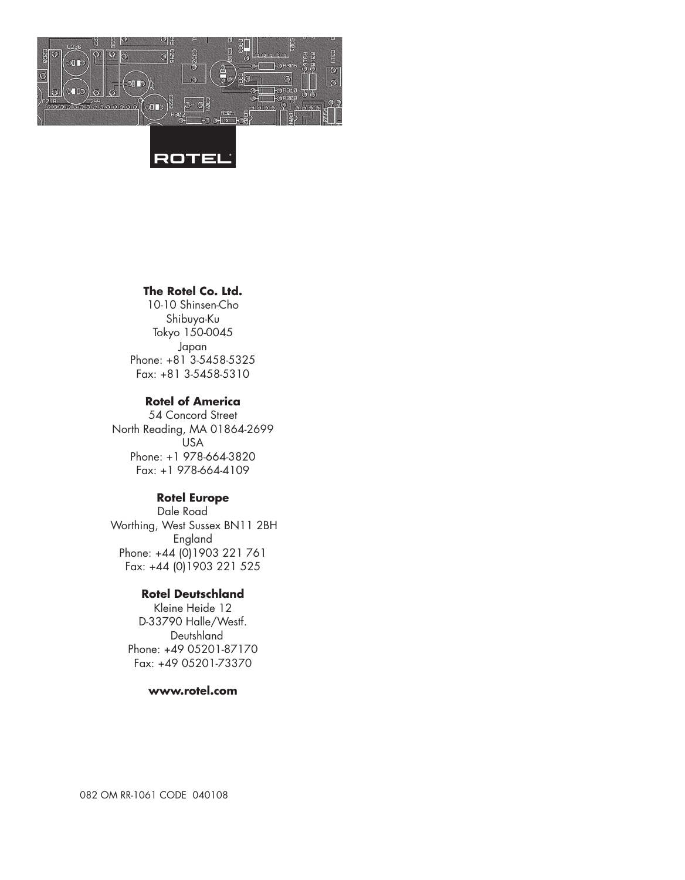**The Rotel Co. Ltd.**
10-10 Shinsen-Cho
Shibuya-Ku
Tokyo 150-0045
Japan
Phone: +81 3-5458-5325
Fax: +81 3-5458-5310

**Rotel of America**
54 Concord Street
North Reading, MA 01864-2699
USA
Phone: +1 978-664-3820
Fax: +1 978-664-4109

**Rotel Europe**
Dale Road
Worthing, West Sussex BN11 2BH
England
Phone: +44 (0)1903 221 761
Fax: +44 (0)1903 221 525

**Rotel Deutschland**
Kleine Heide 12
D-33790 Halle/Westf.
Deutshland
Phone: +49 05201-87170
Fax: +49 05201-73370

**www.rotel.com**

082 OM RR-1061 CODE 040108